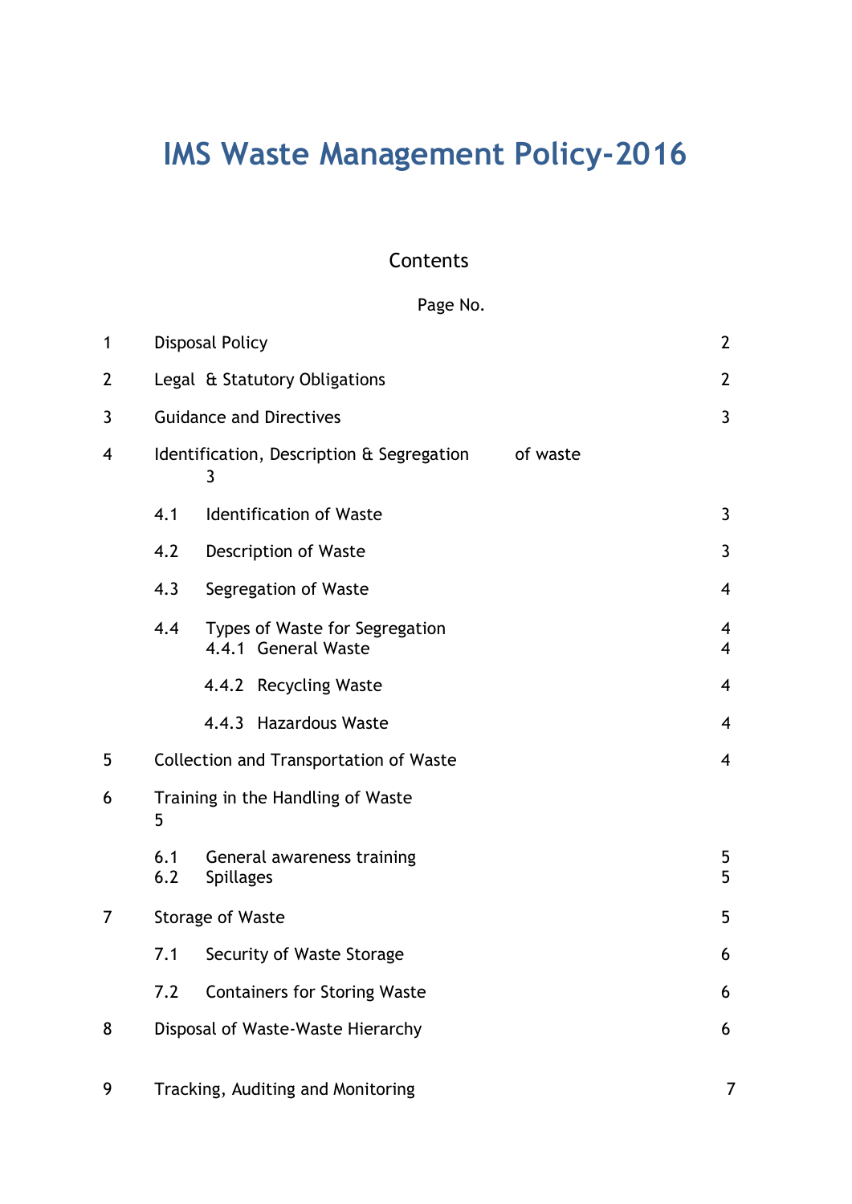# IMS Waste Management Policy-2016

## Contents

| | | Page No. |
|---|---|---|
| 1 | Disposal Policy | 2 |
| 2 | Legal & Statutory Obligations | 2 |
| 3 | Guidance and Directives | 3 |
| 4 | Identification, Description & Segregation of waste | 3 |
| | 4.1 Identification of Waste | 3 |
| | 4.2 Description of Waste | 3 |
| | 4.3 Segregation of Waste | 4 |
| | 4.4 Types of Waste for Segregation | 4 |
| | 4.4.1 General Waste | 4 |
| | 4.4.2 Recycling Waste | 4 |
| | 4.4.3 Hazardous Waste | 4 |
| 5 | Collection and Transportation of Waste | 4 |
| 6 | Training in the Handling of Waste | 5 |
| | 6.1 General awareness training | 5 |
| | 6.2 Spillages | 5 |
| 7 | Storage of Waste | 5 |
| | 7.1 Security of Waste Storage | 6 |
| | 7.2 Containers for Storing Waste | 6 |
| 8 | Disposal of Waste-Waste Hierarchy | 6 |
| 9 | Tracking, Auditing and Monitoring | 7 |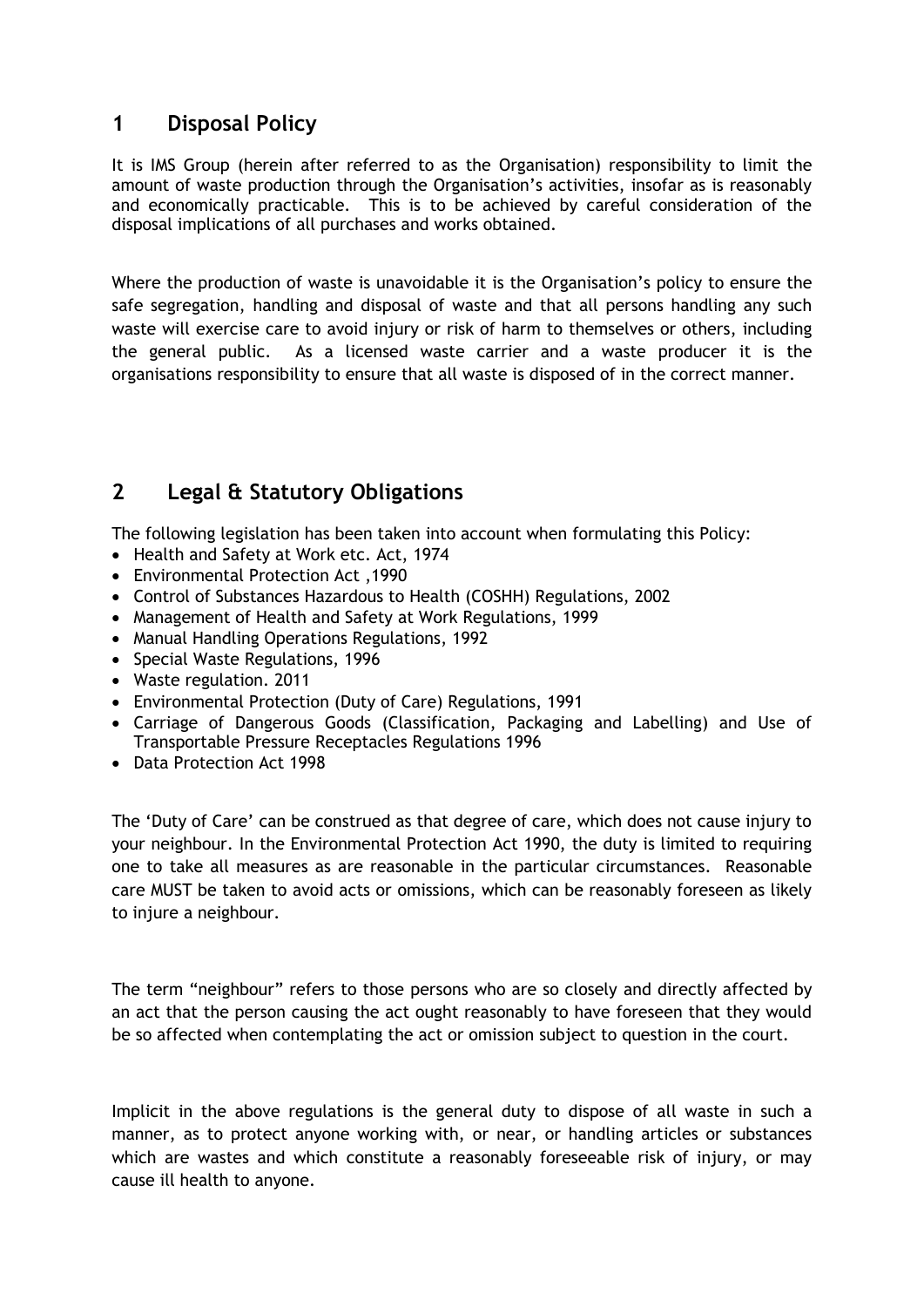## 1 Disposal Policy

It is IMS Group (herein after referred to as the Organisation) responsibility to limit the amount of waste production through the Organisation's activities, insofar as is reasonably and economically practicable. This is to be achieved by careful consideration of the disposal implications of all purchases and works obtained.

Where the production of waste is unavoidable it is the Organisation's policy to ensure the safe segregation, handling and disposal of waste and that all persons handling any such waste will exercise care to avoid injury or risk of harm to themselves or others, including the general public. As a licensed waste carrier and a waste producer it is the organisations responsibility to ensure that all waste is disposed of in the correct manner.

## 2 Legal & Statutory Obligations

The following legislation has been taken into account when formulating this Policy:

- Health and Safety at Work etc. Act, 1974
- Environmental Protection Act ,1990
- Control of Substances Hazardous to Health (COSHH) Regulations, 2002
- Management of Health and Safety at Work Regulations, 1999
- Manual Handling Operations Regulations, 1992
- Special Waste Regulations, 1996
- Waste regulation. 2011
- Environmental Protection (Duty of Care) Regulations, 1991
- Carriage of Dangerous Goods (Classification, Packaging and Labelling) and Use of Transportable Pressure Receptacles Regulations 1996
- Data Protection Act 1998

The 'Duty of Care' can be construed as that degree of care, which does not cause injury to your neighbour. In the Environmental Protection Act 1990, the duty is limited to requiring one to take all measures as are reasonable in the particular circumstances. Reasonable care MUST be taken to avoid acts or omissions, which can be reasonably foreseen as likely to injure a neighbour.

The term "neighbour" refers to those persons who are so closely and directly affected by an act that the person causing the act ought reasonably to have foreseen that they would be so affected when contemplating the act or omission subject to question in the court.

Implicit in the above regulations is the general duty to dispose of all waste in such a manner, as to protect anyone working with, or near, or handling articles or substances which are wastes and which constitute a reasonably foreseeable risk of injury, or may cause ill health to anyone.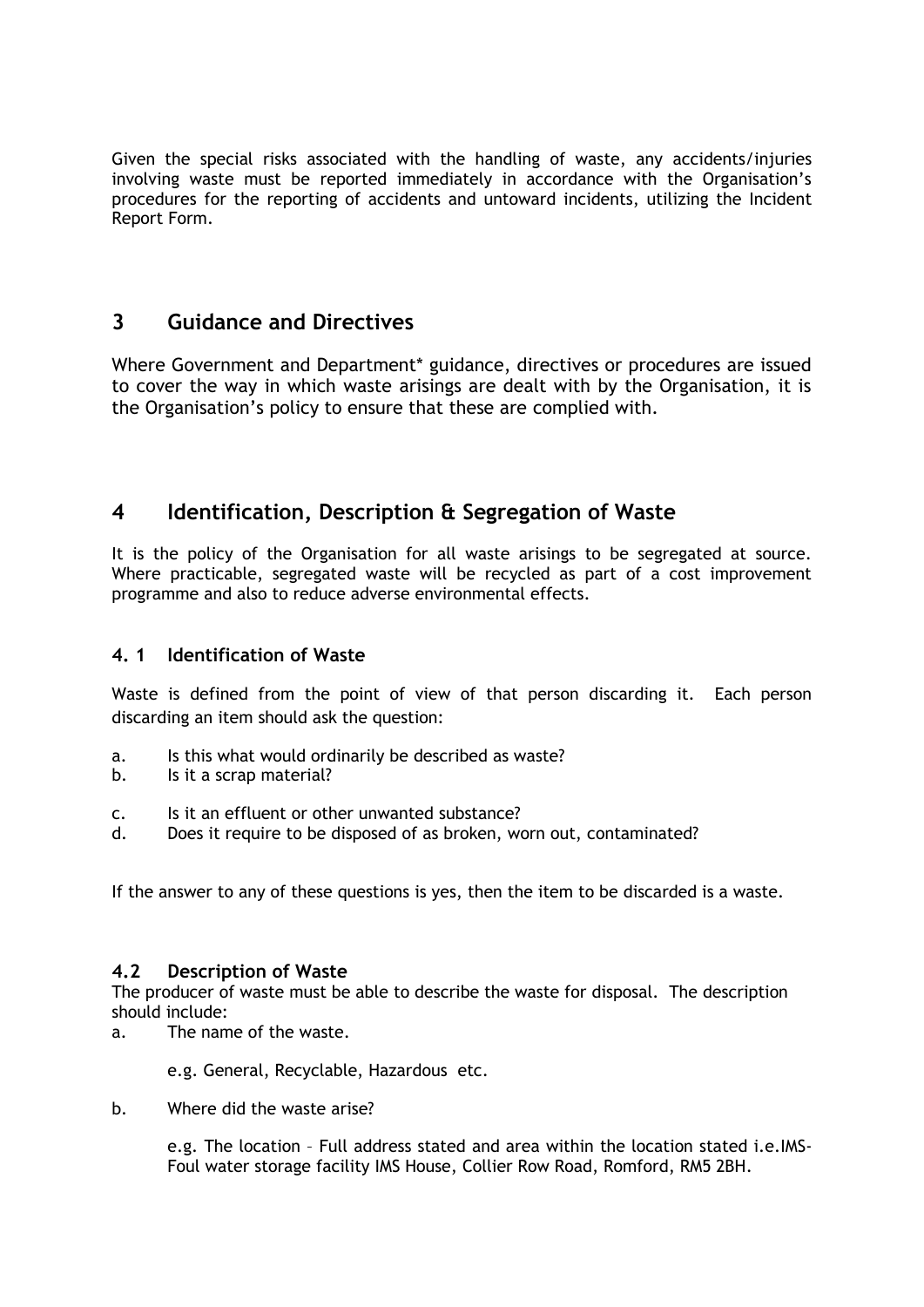Given the special risks associated with the handling of waste, any accidents/injuries involving waste must be reported immediately in accordance with the Organisation's procedures for the reporting of accidents and untoward incidents, utilizing the Incident Report Form.

## 3 Guidance and Directives

Where Government and Department* guidance, directives or procedures are issued to cover the way in which waste arisings are dealt with by the Organisation, it is the Organisation's policy to ensure that these are complied with.

## 4 Identification, Description & Segregation of Waste

It is the policy of the Organisation for all waste arisings to be segregated at source. Where practicable, segregated waste will be recycled as part of a cost improvement programme and also to reduce adverse environmental effects.

### 4. 1 Identification of Waste

Waste is defined from the point of view of that person discarding it. Each person discarding an item should ask the question:

a. Is this what would ordinarily be described as waste?
b. Is it a scrap material?
c. Is it an effluent or other unwanted substance?
d. Does it require to be disposed of as broken, worn out, contaminated?

If the answer to any of these questions is yes, then the item to be discarded is a waste.

### 4.2 Description of Waste

The producer of waste must be able to describe the waste for disposal. The description should include:

a. The name of the waste.

   e.g. General, Recyclable, Hazardous etc.

b. Where did the waste arise?

   e.g. The location – Full address stated and area within the location stated i.e.IMS-Foul water storage facility IMS House, Collier Row Road, Romford, RM5 2BH.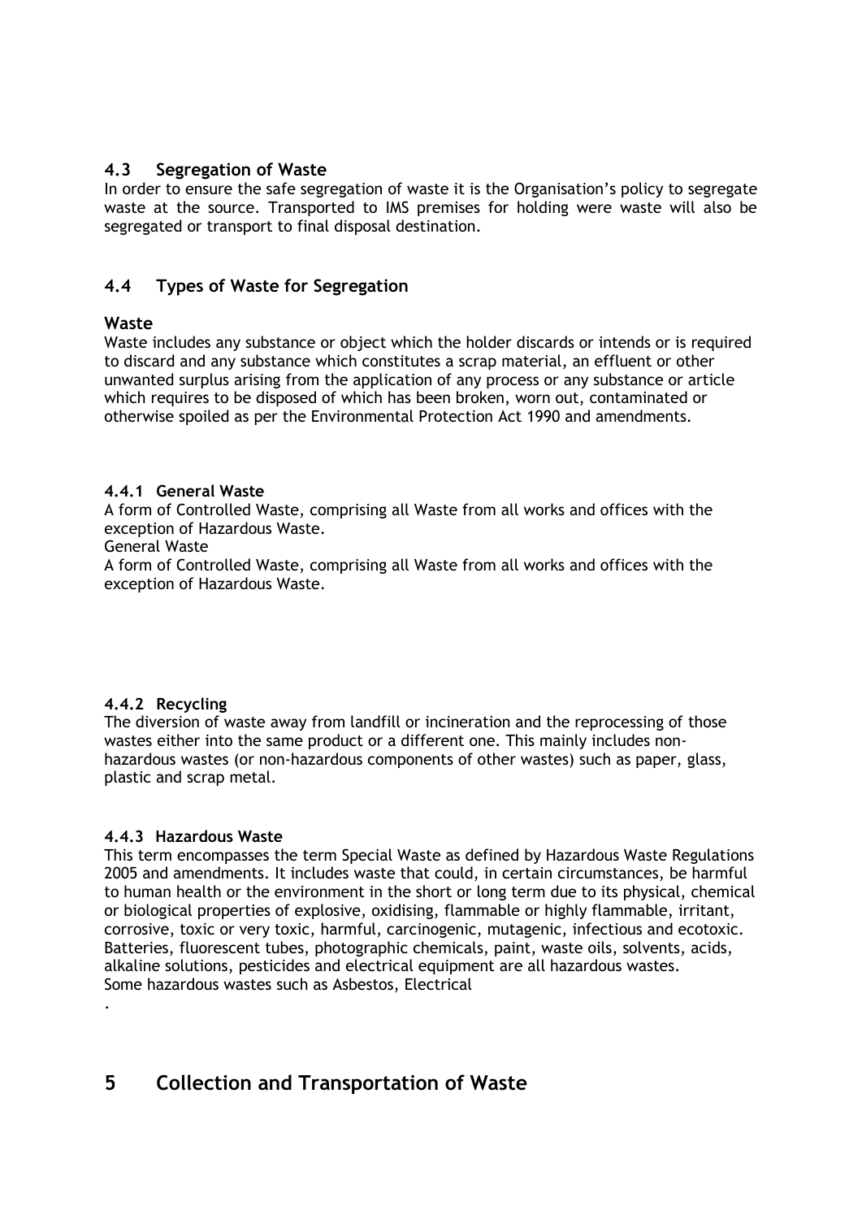## 4.3 Segregation of Waste

In order to ensure the safe segregation of waste it is the Organisation's policy to segregate waste at the source. Transported to IMS premises for holding were waste will also be segregated or transport to final disposal destination.

## 4.4 Types of Waste for Segregation

### Waste

Waste includes any substance or object which the holder discards or intends or is required to discard and any substance which constitutes a scrap material, an effluent or other unwanted surplus arising from the application of any process or any substance or article which requires to be disposed of which has been broken, worn out, contaminated or otherwise spoiled as per the Environmental Protection Act 1990 and amendments.

#### 4.4.1 General Waste

A form of Controlled Waste, comprising all Waste from all works and offices with the exception of Hazardous Waste.

General Waste

A form of Controlled Waste, comprising all Waste from all works and offices with the exception of Hazardous Waste.

#### 4.4.2 Recycling

The diversion of waste away from landfill or incineration and the reprocessing of those wastes either into the same product or a different one. This mainly includes non-hazardous wastes (or non-hazardous components of other wastes) such as paper, glass, plastic and scrap metal.

#### 4.4.3 Hazardous Waste

This term encompasses the term Special Waste as defined by Hazardous Waste Regulations 2005 and amendments. It includes waste that could, in certain circumstances, be harmful to human health or the environment in the short or long term due to its physical, chemical or biological properties of explosive, oxidising, flammable or highly flammable, irritant, corrosive, toxic or very toxic, harmful, carcinogenic, mutagenic, infectious and ecotoxic. Batteries, fluorescent tubes, photographic chemicals, paint, waste oils, solvents, acids, alkaline solutions, pesticides and electrical equipment are all hazardous wastes.
Some hazardous wastes such as Asbestos, Electrical

.

# 5 Collection and Transportation of Waste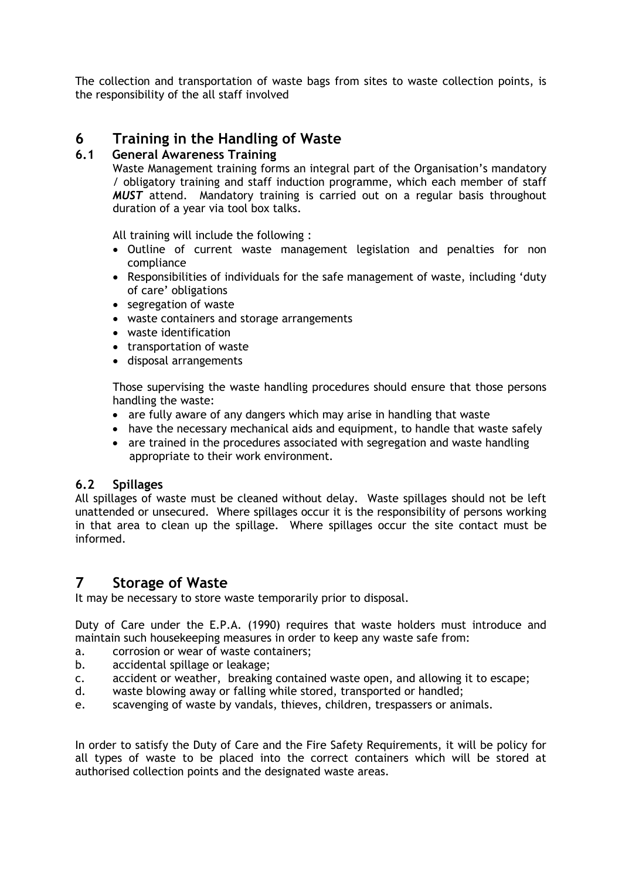The collection and transportation of waste bags from sites to waste collection points, is the responsibility of the all staff involved

# 6 Training in the Handling of Waste

## 6.1 General Awareness Training

Waste Management training forms an integral part of the Organisation's mandatory / obligatory training and staff induction programme, which each member of staff ***MUST*** attend. Mandatory training is carried out on a regular basis throughout duration of a year via tool box talks.

All training will include the following :

- Outline of current waste management legislation and penalties for non compliance
- Responsibilities of individuals for the safe management of waste, including 'duty of care' obligations
- segregation of waste
- waste containers and storage arrangements
- waste identification
- transportation of waste
- disposal arrangements

Those supervising the waste handling procedures should ensure that those persons handling the waste:

- are fully aware of any dangers which may arise in handling that waste
- have the necessary mechanical aids and equipment, to handle that waste safely
- are trained in the procedures associated with segregation and waste handling appropriate to their work environment.

## 6.2 Spillages

All spillages of waste must be cleaned without delay. Waste spillages should not be left unattended or unsecured. Where spillages occur it is the responsibility of persons working in that area to clean up the spillage. Where spillages occur the site contact must be informed.

# 7 Storage of Waste

It may be necessary to store waste temporarily prior to disposal.

Duty of Care under the E.P.A. (1990) requires that waste holders must introduce and maintain such housekeeping measures in order to keep any waste safe from:

a. corrosion or wear of waste containers;
b. accidental spillage or leakage;
c. accident or weather, breaking contained waste open, and allowing it to escape;
d. waste blowing away or falling while stored, transported or handled;
e. scavenging of waste by vandals, thieves, children, trespassers or animals.

In order to satisfy the Duty of Care and the Fire Safety Requirements, it will be policy for all types of waste to be placed into the correct containers which will be stored at authorised collection points and the designated waste areas.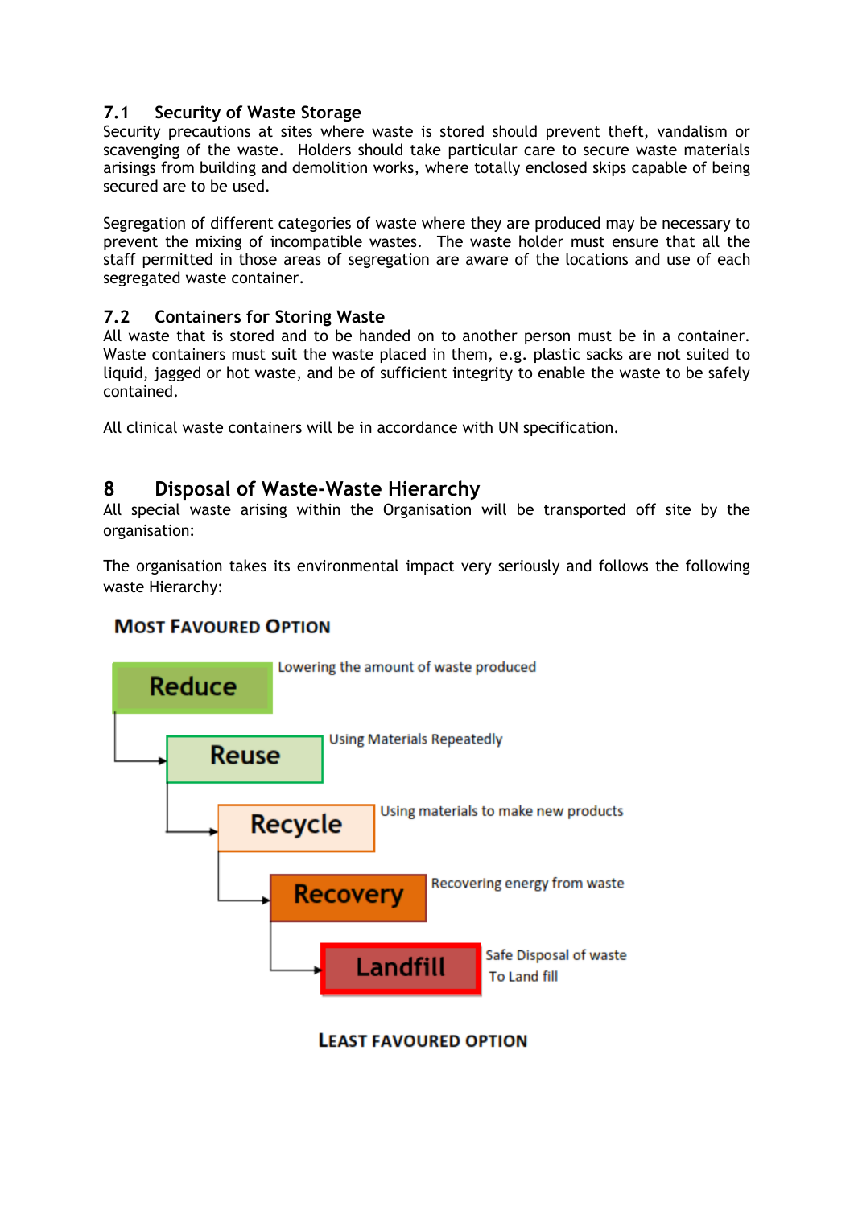### 7.1 Security of Waste Storage

Security precautions at sites where waste is stored should prevent theft, vandalism or scavenging of the waste. Holders should take particular care to secure waste materials arisings from building and demolition works, where totally enclosed skips capable of being secured are to be used.

Segregation of different categories of waste where they are produced may be necessary to prevent the mixing of incompatible wastes. The waste holder must ensure that all the staff permitted in those areas of segregation are aware of the locations and use of each segregated waste container.

### 7.2 Containers for Storing Waste

All waste that is stored and to be handed on to another person must be in a container. Waste containers must suit the waste placed in them, e.g. plastic sacks are not suited to liquid, jagged or hot waste, and be of sufficient integrity to enable the waste to be safely contained.

All clinical waste containers will be in accordance with UN specification.

## 8 Disposal of Waste-Waste Hierarchy

All special waste arising within the Organisation will be transported off site by the organisation:

The organisation takes its environmental impact very seriously and follows the following waste Hierarchy:

**MOST FAVOURED OPTION**

- **Reduce** – Lowering the amount of waste produced
- **Reuse** – Using Materials Repeatedly
- **Recycle** – Using materials to make new products
- **Recovery** – Recovering energy from waste
- **Landfill** – Safe Disposal of waste To Land fill

**LEAST FAVOURED OPTION**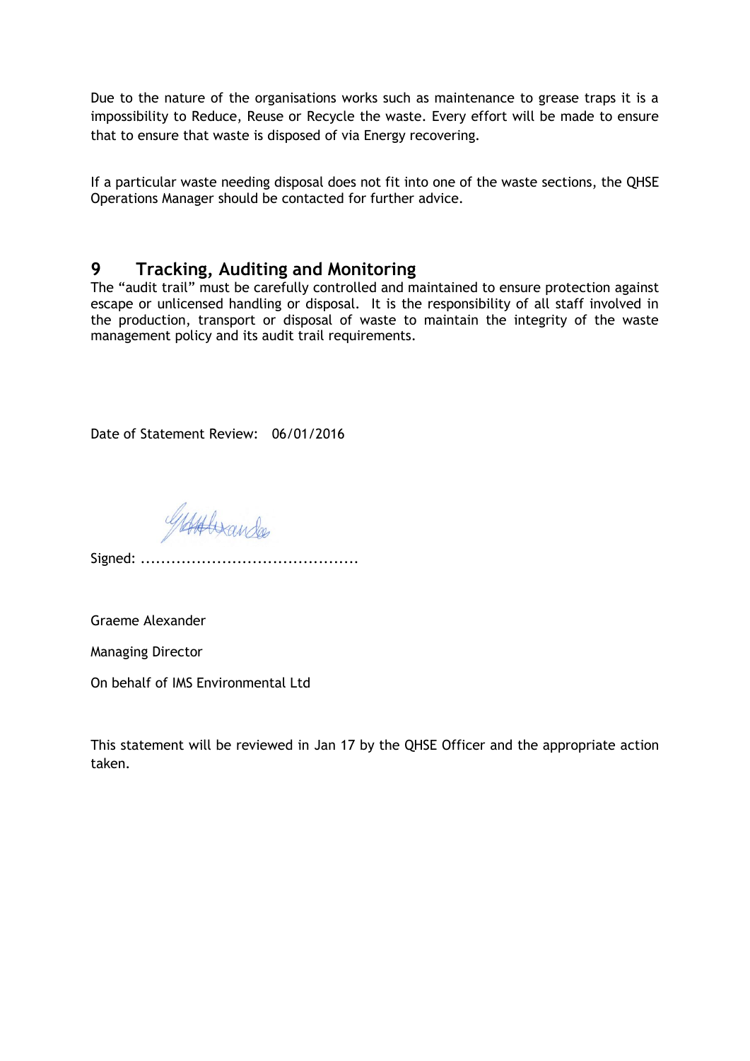Due to the nature of the organisations works such as maintenance to grease traps it is a impossibility to Reduce, Reuse or Recycle the waste. Every effort will be made to ensure that to ensure that waste is disposed of via Energy recovering.

If a particular waste needing disposal does not fit into one of the waste sections, the QHSE Operations Manager should be contacted for further advice.

## 9 Tracking, Auditing and Monitoring

The "audit trail" must be carefully controlled and maintained to ensure protection against escape or unlicensed handling or disposal. It is the responsibility of all staff involved in the production, transport or disposal of waste to maintain the integrity of the waste management policy and its audit trail requirements.

Date of Statement Review: 06/01/2016

Signed: ...........................................

Graeme Alexander

Managing Director

On behalf of IMS Environmental Ltd

This statement will be reviewed in Jan 17 by the QHSE Officer and the appropriate action taken.